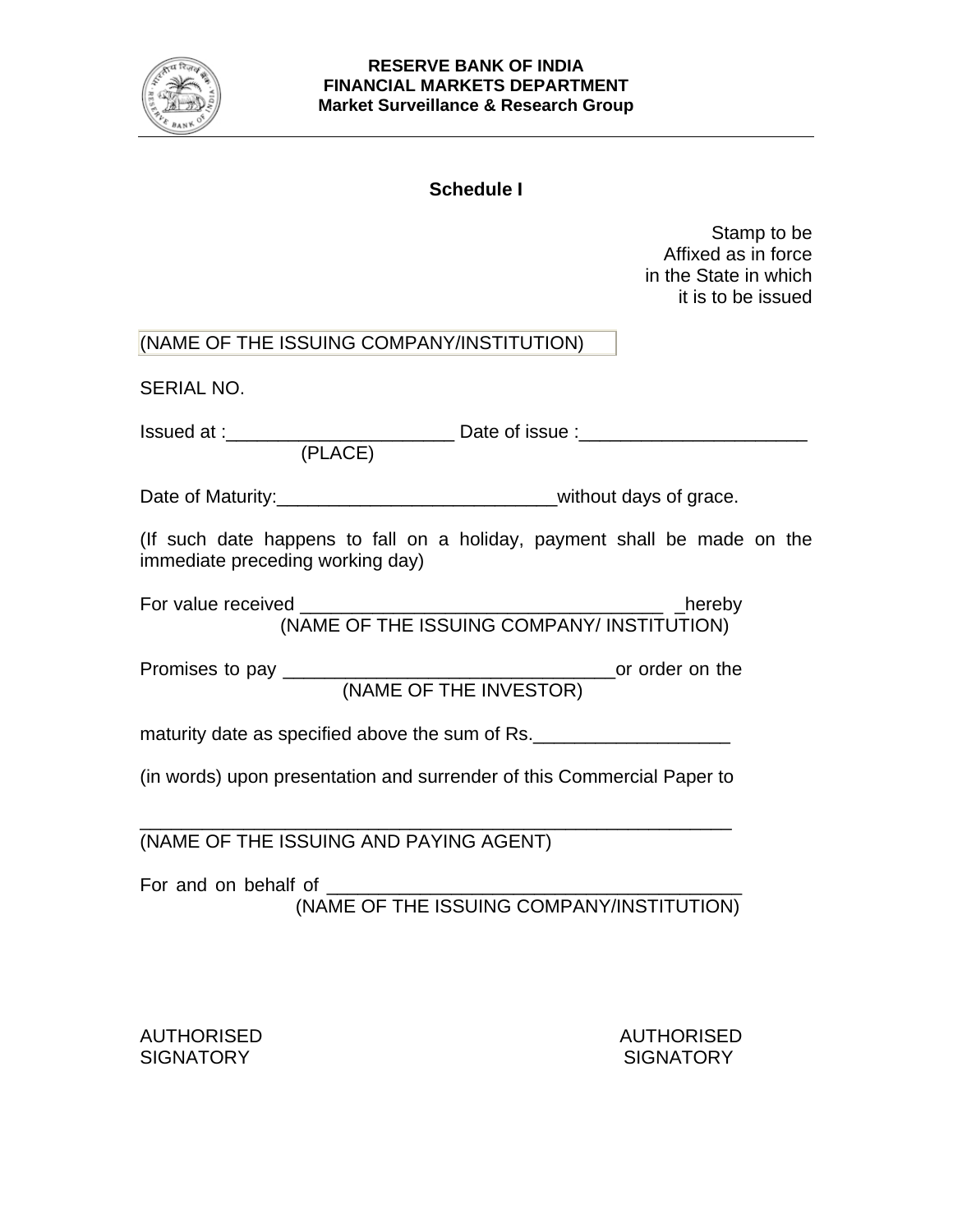**RESERVE BANK OF INDIA**
**FINANCIAL MARKETS DEPARTMENT**
**Market Surveillance & Research Group**

## Schedule I

Stamp to be
Affixed as in force
in the State in which
it is to be issued

(NAME OF THE ISSUING COMPANY/INSTITUTION)

SERIAL NO.

Issued at :______________________ Date of issue :______________________
(PLACE)

Date of Maturity:___________________________without days of grace.

(If such date happens to fall on a holiday, payment shall be made on the immediate preceding working day)

For value received ___________________________________ _hereby
(NAME OF THE ISSUING COMPANY/ INSTITUTION)

Promises to pay ________________________________or order on the
(NAME OF THE INVESTOR)

maturity date as specified above the sum of Rs.___________________

(in words) upon presentation and surrender of this Commercial Paper to

_________________________________________________________
(NAME OF THE ISSUING AND PAYING AGENT)

For and on behalf of ________________________________________
(NAME OF THE ISSUING COMPANY/INSTITUTION)

AUTHORISED SIGNATORY

AUTHORISED SIGNATORY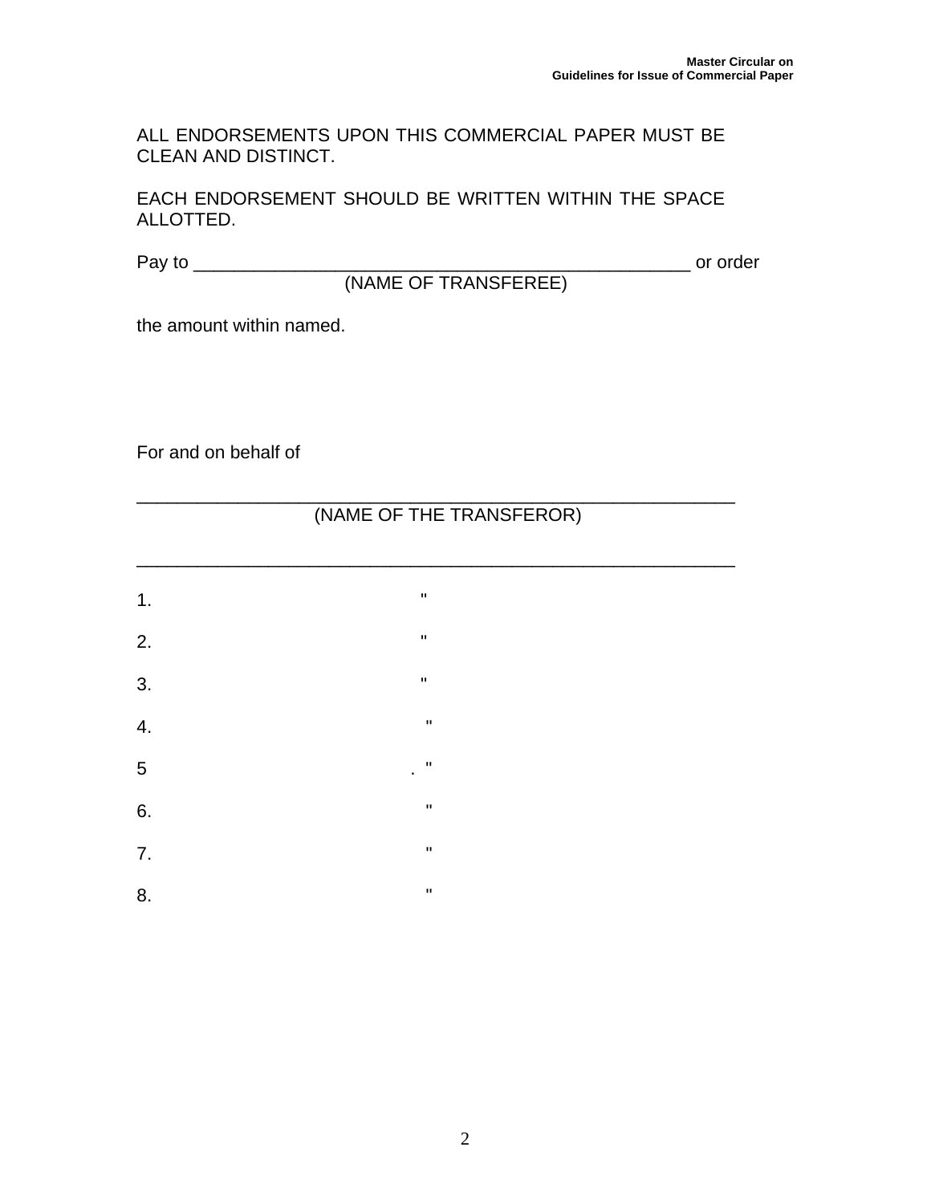ALL ENDORSEMENTS UPON THIS COMMERCIAL PAPER MUST BE CLEAN AND DISTINCT.

EACH ENDORSEMENT SHOULD BE WRITTEN WITHIN THE SPACE ALLOTTED.

Pay to ___________________________________________________ or order
(NAME OF TRANSFEREE)

the amount within named.

For and on behalf of

______________________________________________________________
(NAME OF THE TRANSFEROR)

______________________________________________________________

1. "

2. "

3. "

4. "

5 . "

6. "

7. "

8. "